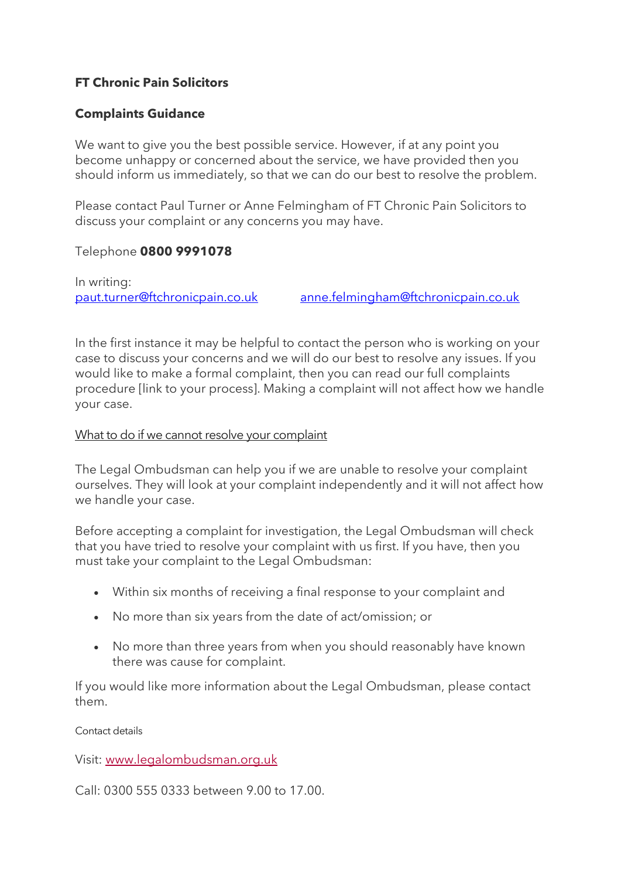**FT Chronic Pain Solicitors**

**Complaints Guidance**

We want to give you the best possible service. However, if at any point you become unhappy or concerned about the service, we have provided then you should inform us immediately, so that we can do our best to resolve the problem.

Please contact Paul Turner or Anne Felmingham of FT Chronic Pain Solicitors to discuss your complaint or any concerns you may have.

Telephone **0800 9991078**

In writing:
paut.turner@ftchronicpain.co.uk   anne.felmingham@ftchronicpain.co.uk

In the first instance it may be helpful to contact the person who is working on your case to discuss your concerns and we will do our best to resolve any issues. If you would like to make a formal complaint, then you can read our full complaints procedure [link to your process]. Making a complaint will not affect how we handle your case.

What to do if we cannot resolve your complaint

The Legal Ombudsman can help you if we are unable to resolve your complaint ourselves. They will look at your complaint independently and it will not affect how we handle your case.

Before accepting a complaint for investigation, the Legal Ombudsman will check that you have tried to resolve your complaint with us first. If you have, then you must take your complaint to the Legal Ombudsman:

- Within six months of receiving a final response to your complaint and
- No more than six years from the date of act/omission; or
- No more than three years from when you should reasonably have known there was cause for complaint.

If you would like more information about the Legal Ombudsman, please contact them.

Contact details

Visit: www.legalombudsman.org.uk

Call: 0300 555 0333 between 9.00 to 17.00.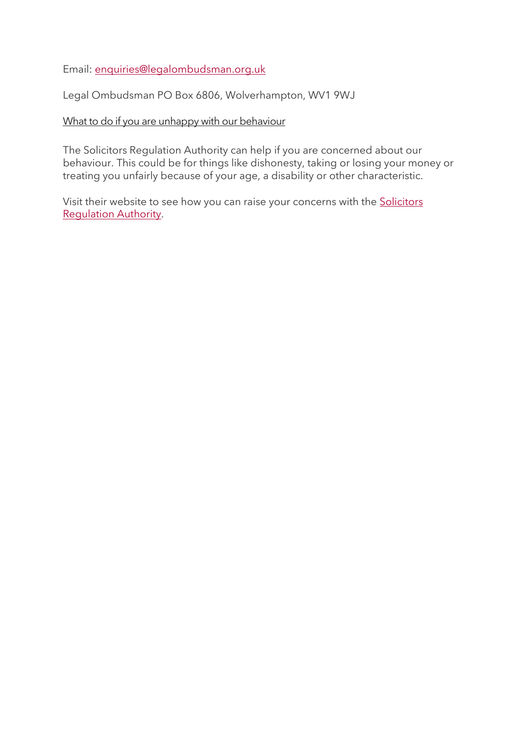Email: enquiries@legalombudsman.org.uk

Legal Ombudsman PO Box 6806, Wolverhampton, WV1 9WJ

What to do if you are unhappy with our behaviour

The Solicitors Regulation Authority can help if you are concerned about our behaviour. This could be for things like dishonesty, taking or losing your money or treating you unfairly because of your age, a disability or other characteristic.

Visit their website to see how you can raise your concerns with the Solicitors Regulation Authority.